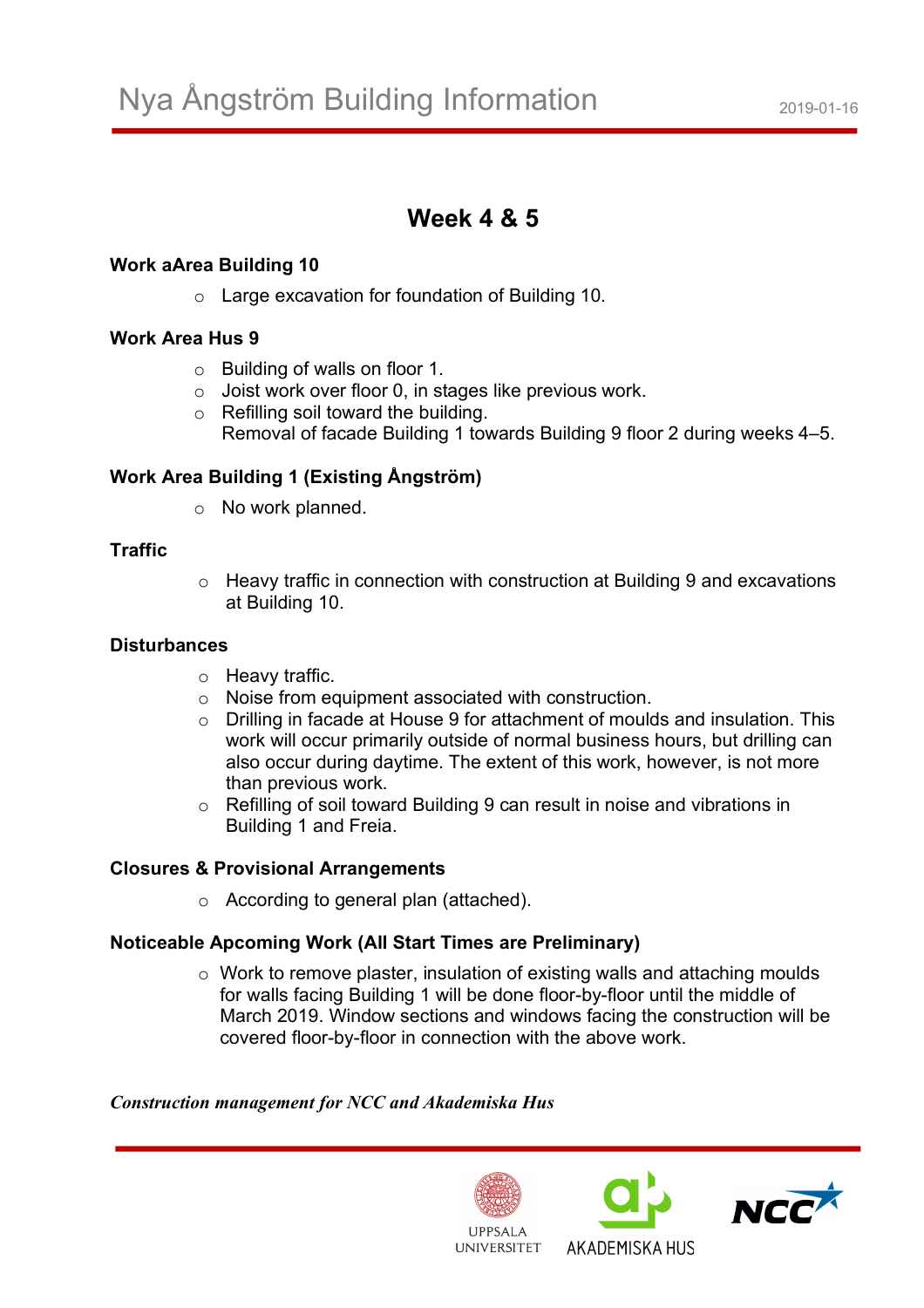# Nya Ångström Building Information

2019-01-16

## Week 4 & 5

**Work aArea Building 10**

- Large excavation for foundation of Building 10.

**Work Area Hus 9**

- Building of walls on floor 1.
- Joist work over floor 0, in stages like previous work.
- Refilling soil toward the building.
  Removal of facade Building 1 towards Building 9 floor 2 during weeks 4–5.

**Work Area Building 1 (Existing Ångström)**

- No work planned.

**Traffic**

- Heavy traffic in connection with construction at Building 9 and excavations at Building 10.

**Disturbances**

- Heavy traffic.
- Noise from equipment associated with construction.
- Drilling in facade at House 9 for attachment of moulds and insulation. This work will occur primarily outside of normal business hours, but drilling can also occur during daytime. The extent of this work, however, is not more than previous work.
- Refilling of soil toward Building 9 can result in noise and vibrations in Building 1 and Freia.

**Closures & Provisional Arrangements**

- According to general plan (attached).

**Noticeable Apcoming Work (All Start Times are Preliminary)**

- Work to remove plaster, insulation of existing walls and attaching moulds for walls facing Building 1 will be done floor-by-floor until the middle of March 2019. Window sections and windows facing the construction will be covered floor-by-floor in connection with the above work.

***Construction management for NCC and Akademiska Hus***

UPPSALA UNIVERSITET AKADEMISKA HUS NCC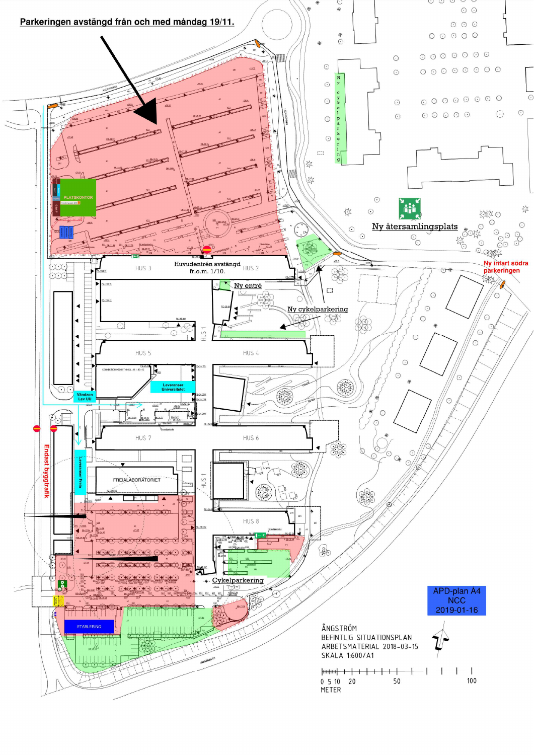**Parkeringen avstängd från och med måndag 19/11.**

PLATSKONTOR

Huvudentrén avstängd fr.o.m. 1/10.

HUS 3

HUS 2

Ny entré

Ny cykelparkering

Ny cykelparkering

Ny återsamlingsplats

Ny infart södra parkeringen

HUS 1

HUS 5

HUS 4

Leveranser Universitetet

Vändzon Lev UU

HUS 7

HUS 6

Endast byggtrafik

Leveranser Freja

FREIALABORATORIET

HUS 1

HUS 8

Cykelparkering

ETABLERING

APD-plan A4
NCC
2019-01-16

ÅNGSTRÖM
BEFINTLIG SITUATIONSPLAN
ARBETSMATERIAL 2018-03-15
SKALA 1:600/A1

0 5 10 20 50 100
METER